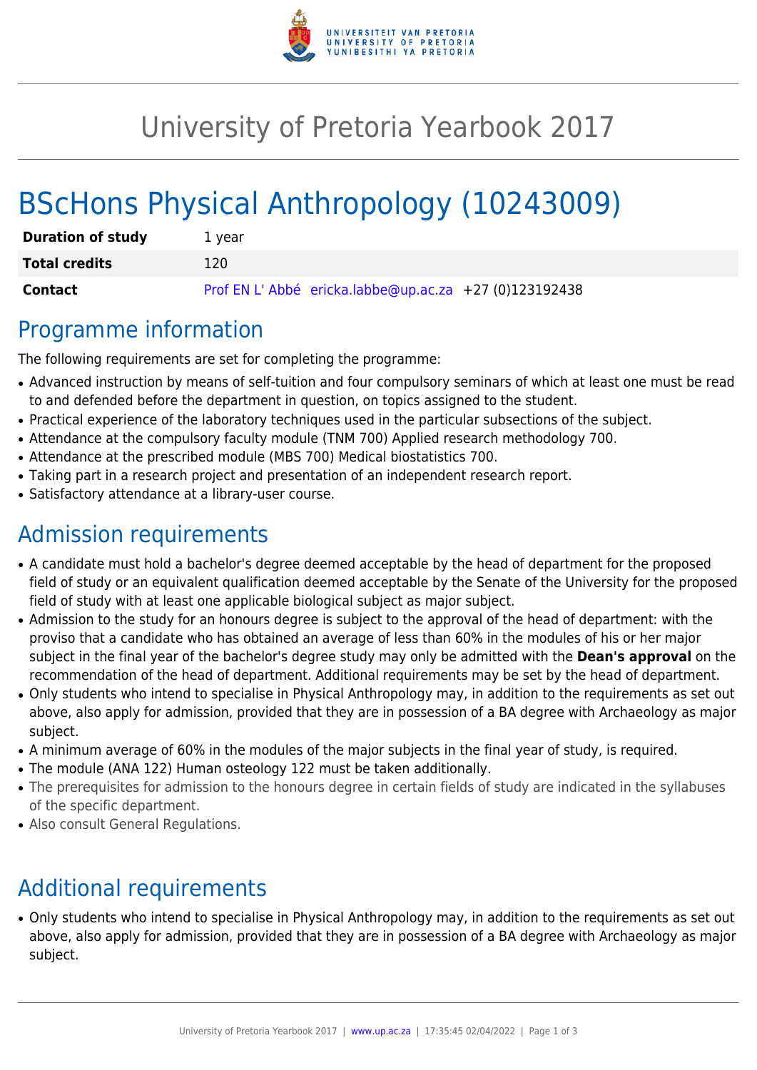# University of Pretoria Yearbook 2017

# BScHons Physical Anthropology (10243009)

| | |
|---|---|
| **Duration of study** | 1 year |
| **Total credits** | 120 |
| **Contact** | Prof EN L' Abbé ericka.labbe@up.ac.za +27 (0)123192438 |

## Programme information

The following requirements are set for completing the programme:

- Advanced instruction by means of self-tuition and four compulsory seminars of which at least one must be read to and defended before the department in question, on topics assigned to the student.
- Practical experience of the laboratory techniques used in the particular subsections of the subject.
- Attendance at the compulsory faculty module (TNM 700) Applied research methodology 700.
- Attendance at the prescribed module (MBS 700) Medical biostatistics 700.
- Taking part in a research project and presentation of an independent research report.
- Satisfactory attendance at a library-user course.

## Admission requirements

- A candidate must hold a bachelor's degree deemed acceptable by the head of department for the proposed field of study or an equivalent qualification deemed acceptable by the Senate of the University for the proposed field of study with at least one applicable biological subject as major subject.
- Admission to the study for an honours degree is subject to the approval of the head of department: with the proviso that a candidate who has obtained an average of less than 60% in the modules of his or her major subject in the final year of the bachelor's degree study may only be admitted with the **Dean's approval** on the recommendation of the head of department. Additional requirements may be set by the head of department.
- Only students who intend to specialise in Physical Anthropology may, in addition to the requirements as set out above, also apply for admission, provided that they are in possession of a BA degree with Archaeology as major subject.
- A minimum average of 60% in the modules of the major subjects in the final year of study, is required.
- The module (ANA 122) Human osteology 122 must be taken additionally.
- The prerequisites for admission to the honours degree in certain fields of study are indicated in the syllabuses of the specific department.
- Also consult General Regulations.

## Additional requirements

- Only students who intend to specialise in Physical Anthropology may, in addition to the requirements as set out above, also apply for admission, provided that they are in possession of a BA degree with Archaeology as major subject.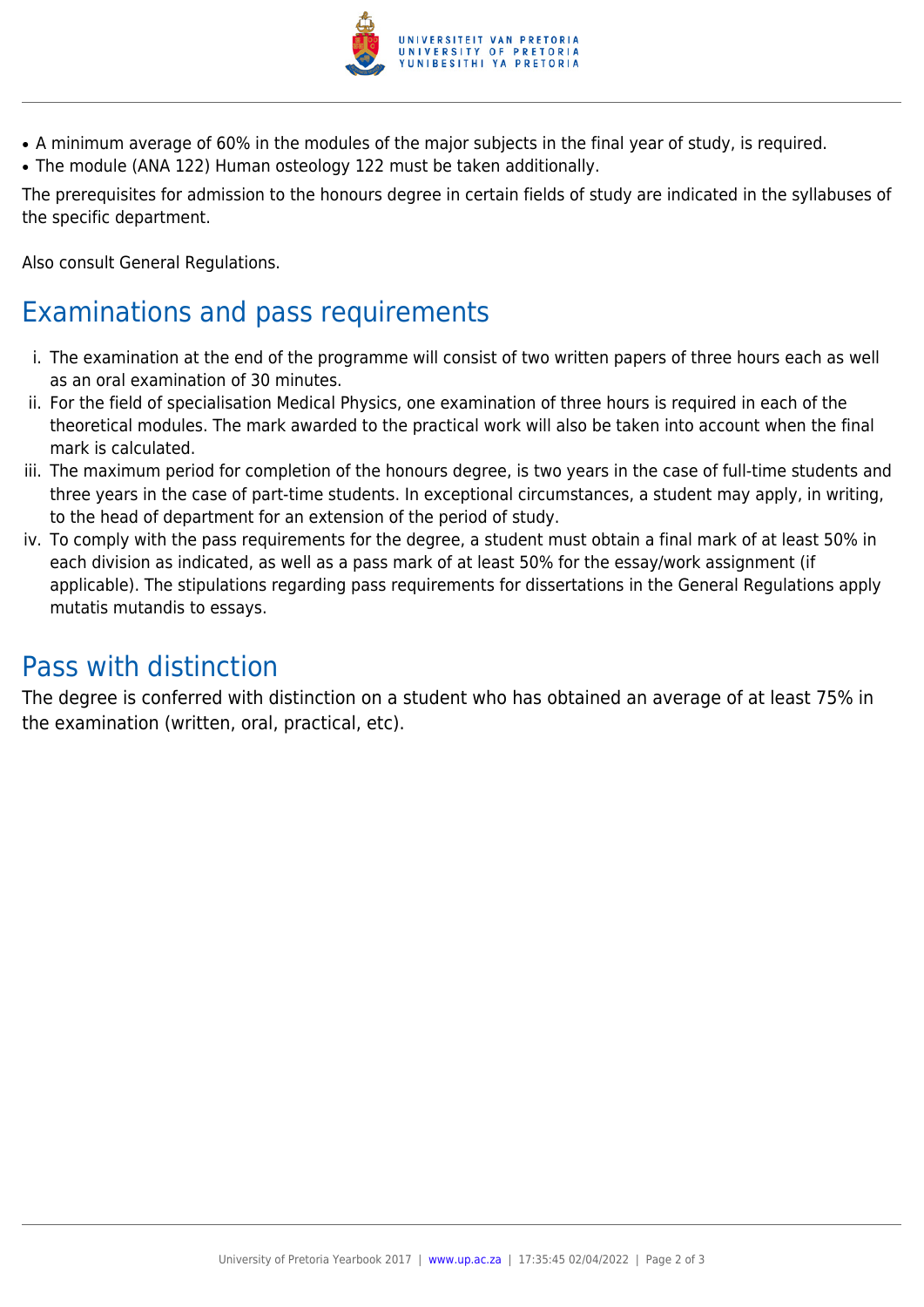- A minimum average of 60% in the modules of the major subjects in the final year of study, is required.
- The module (ANA 122) Human osteology 122 must be taken additionally.

The prerequisites for admission to the honours degree in certain fields of study are indicated in the syllabuses of the specific department.

Also consult General Regulations.

## Examinations and pass requirements

i. The examination at the end of the programme will consist of two written papers of three hours each as well as an oral examination of 30 minutes.
ii. For the field of specialisation Medical Physics, one examination of three hours is required in each of the theoretical modules. The mark awarded to the practical work will also be taken into account when the final mark is calculated.
iii. The maximum period for completion of the honours degree, is two years in the case of full-time students and three years in the case of part-time students. In exceptional circumstances, a student may apply, in writing, to the head of department for an extension of the period of study.
iv. To comply with the pass requirements for the degree, a student must obtain a final mark of at least 50% in each division as indicated, as well as a pass mark of at least 50% for the essay/work assignment (if applicable). The stipulations regarding pass requirements for dissertations in the General Regulations apply mutatis mutandis to essays.

## Pass with distinction

The degree is conferred with distinction on a student who has obtained an average of at least 75% in the examination (written, oral, practical, etc).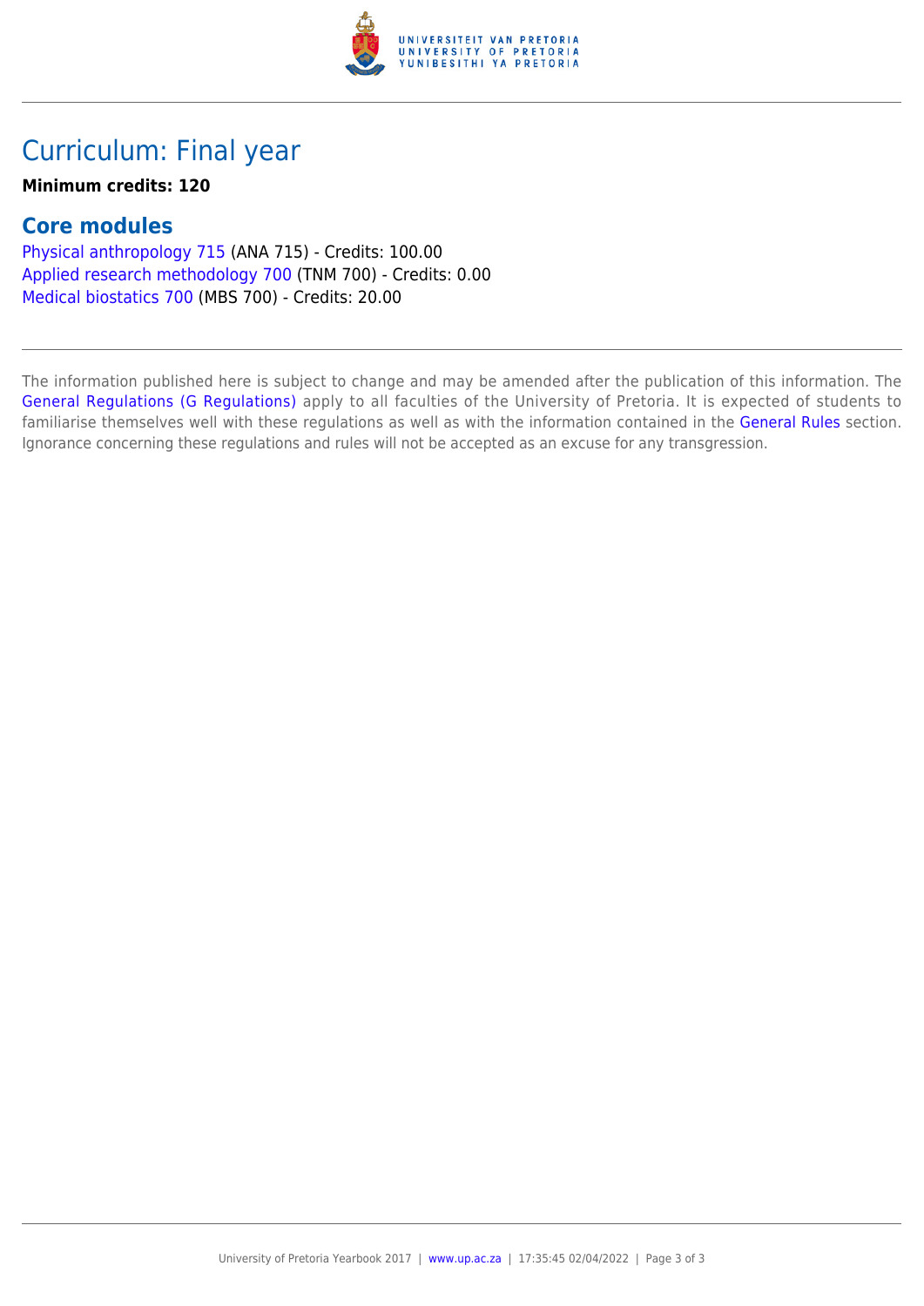# Curriculum: Final year

**Minimum credits: 120**

## Core modules

Physical anthropology 715 (ANA 715) - Credits: 100.00
Applied research methodology 700 (TNM 700) - Credits: 0.00
Medical biostatics 700 (MBS 700) - Credits: 20.00

The information published here is subject to change and may be amended after the publication of this information. The General Regulations (G Regulations) apply to all faculties of the University of Pretoria. It is expected of students to familiarise themselves well with these regulations as well as with the information contained in the General Rules section. Ignorance concerning these regulations and rules will not be accepted as an excuse for any transgression.